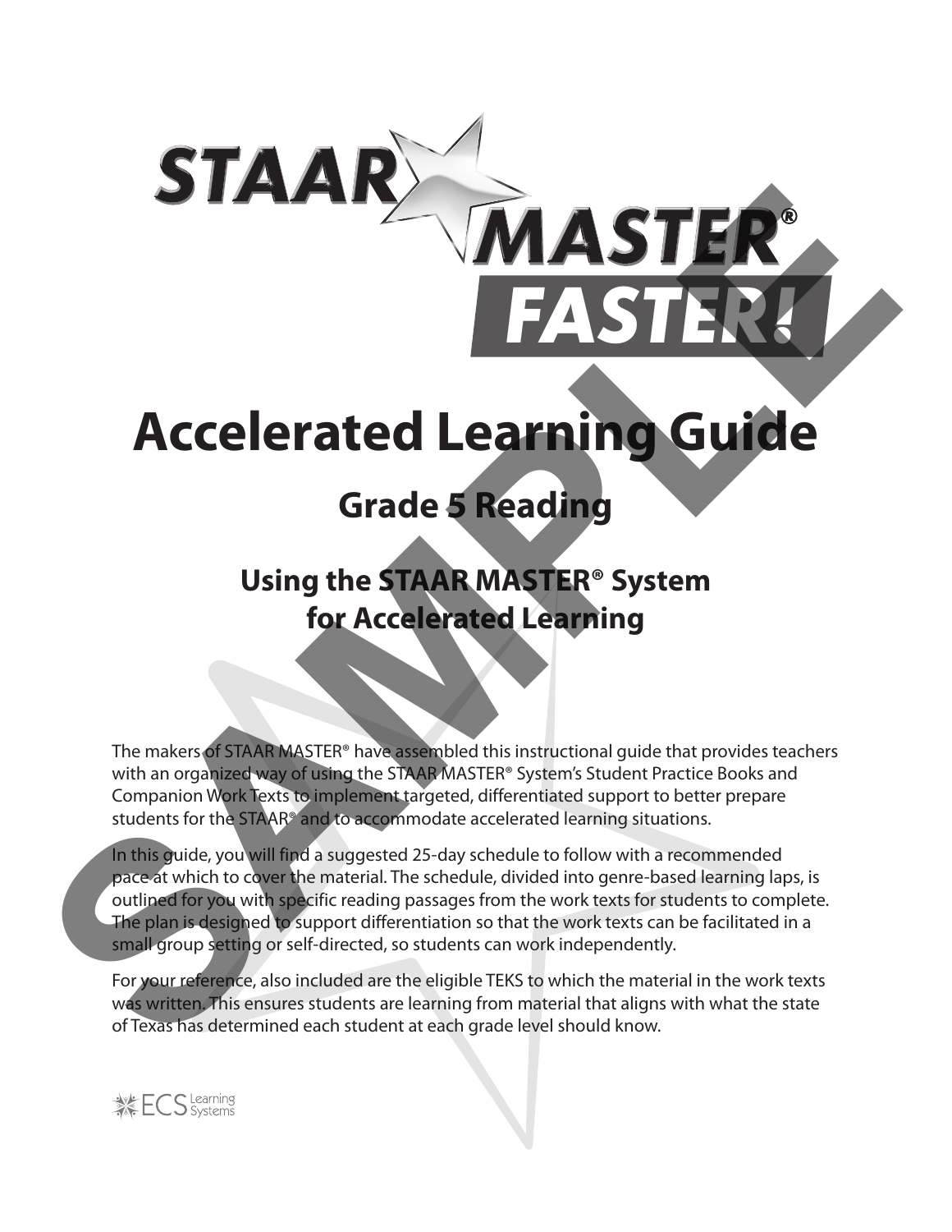# STAAR MASTER® FASTER!

# Accelerated Learning Guide

## Grade 5 Reading

### Using the STAAR MASTER® System for Accelerated Learning

The makers of STAAR MASTER® have assembled this instructional guide that provides teachers with an organized way of using the STAAR MASTER® System's Student Practice Books and Companion Work Texts to implement targeted, differentiated support to better prepare students for the STAAR® and to accommodate accelerated learning situations.

In this guide, you will find a suggested 25-day schedule to follow with a recommended pace at which to cover the material. The schedule, divided into genre-based learning laps, is outlined for you with specific reading passages from the work texts for students to complete. The plan is designed to support differentiation so that the work texts can be facilitated in a small group setting or self-directed, so students can work independently.

For your reference, also included are the eligible TEKS to which the material in the work texts was written. This ensures students are learning from material that aligns with what the state of Texas has determined each student at each grade level should know.

ECS Learning Systems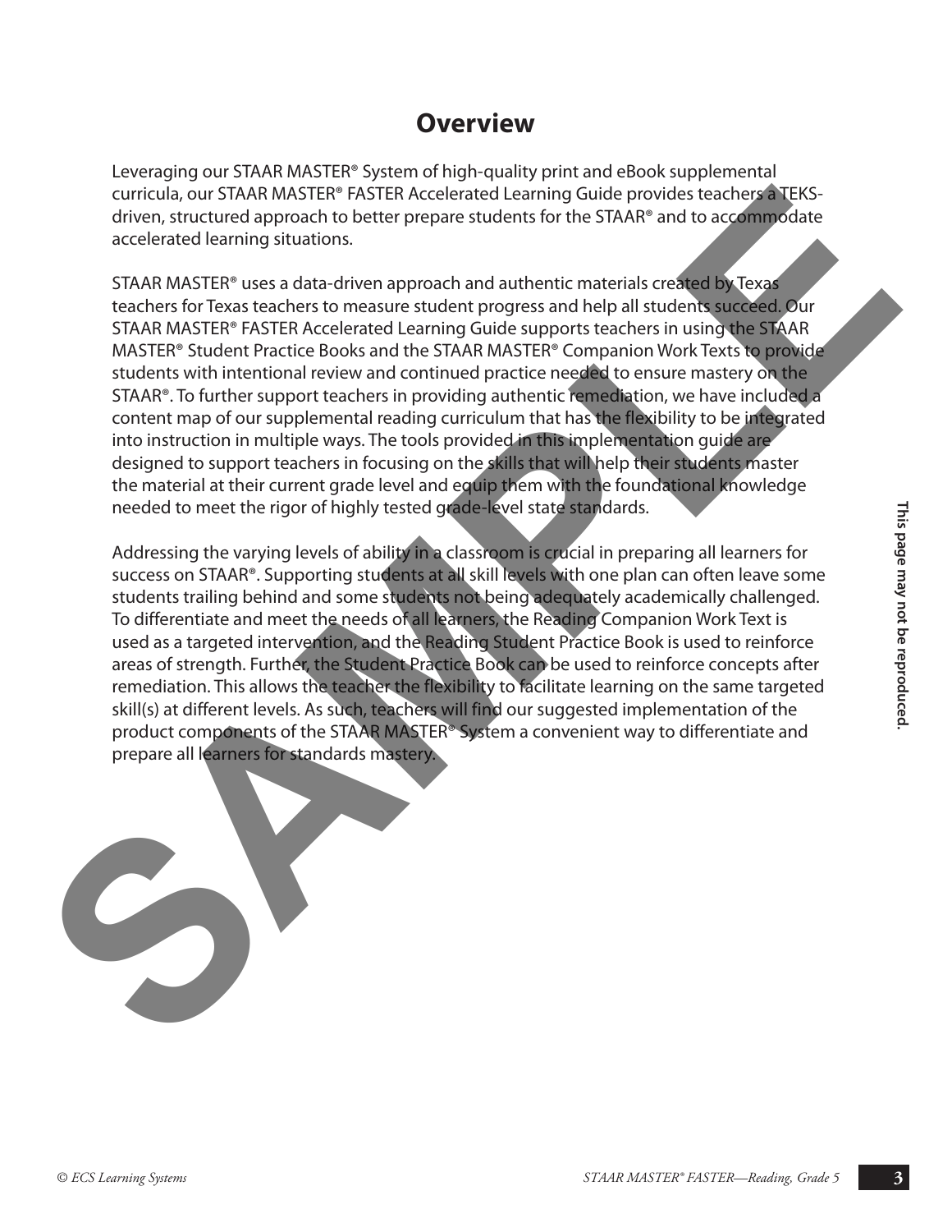# Overview

Leveraging our STAAR MASTER® System of high-quality print and eBook supplemental curricula, our STAAR MASTER® FASTER Accelerated Learning Guide provides teachers a TEKS-driven, structured approach to better prepare students for the STAAR® and to accommodate accelerated learning situations.

STAAR MASTER® uses a data-driven approach and authentic materials created by Texas teachers for Texas teachers to measure student progress and help all students succeed. Our STAAR MASTER® FASTER Accelerated Learning Guide supports teachers in using the STAAR MASTER® Student Practice Books and the STAAR MASTER® Companion Work Texts to provide students with intentional review and continued practice needed to ensure mastery on the STAAR®. To further support teachers in providing authentic remediation, we have included a content map of our supplemental reading curriculum that has the flexibility to be integrated into instruction in multiple ways. The tools provided in this implementation guide are designed to support teachers in focusing on the skills that will help their students master the material at their current grade level and equip them with the foundational knowledge needed to meet the rigor of highly tested grade-level state standards.

Addressing the varying levels of ability in a classroom is crucial in preparing all learners for success on STAAR®. Supporting students at all skill levels with one plan can often leave some students trailing behind and some students not being adequately academically challenged. To differentiate and meet the needs of all learners, the Reading Companion Work Text is used as a targeted intervention, and the Reading Student Practice Book is used to reinforce areas of strength. Further, the Student Practice Book can be used to reinforce concepts after remediation. This allows the teacher the flexibility to facilitate learning on the same targeted skill(s) at different levels. As such, teachers will find our suggested implementation of the product components of the STAAR MASTER® System a convenient way to differentiate and prepare all learners for standards mastery.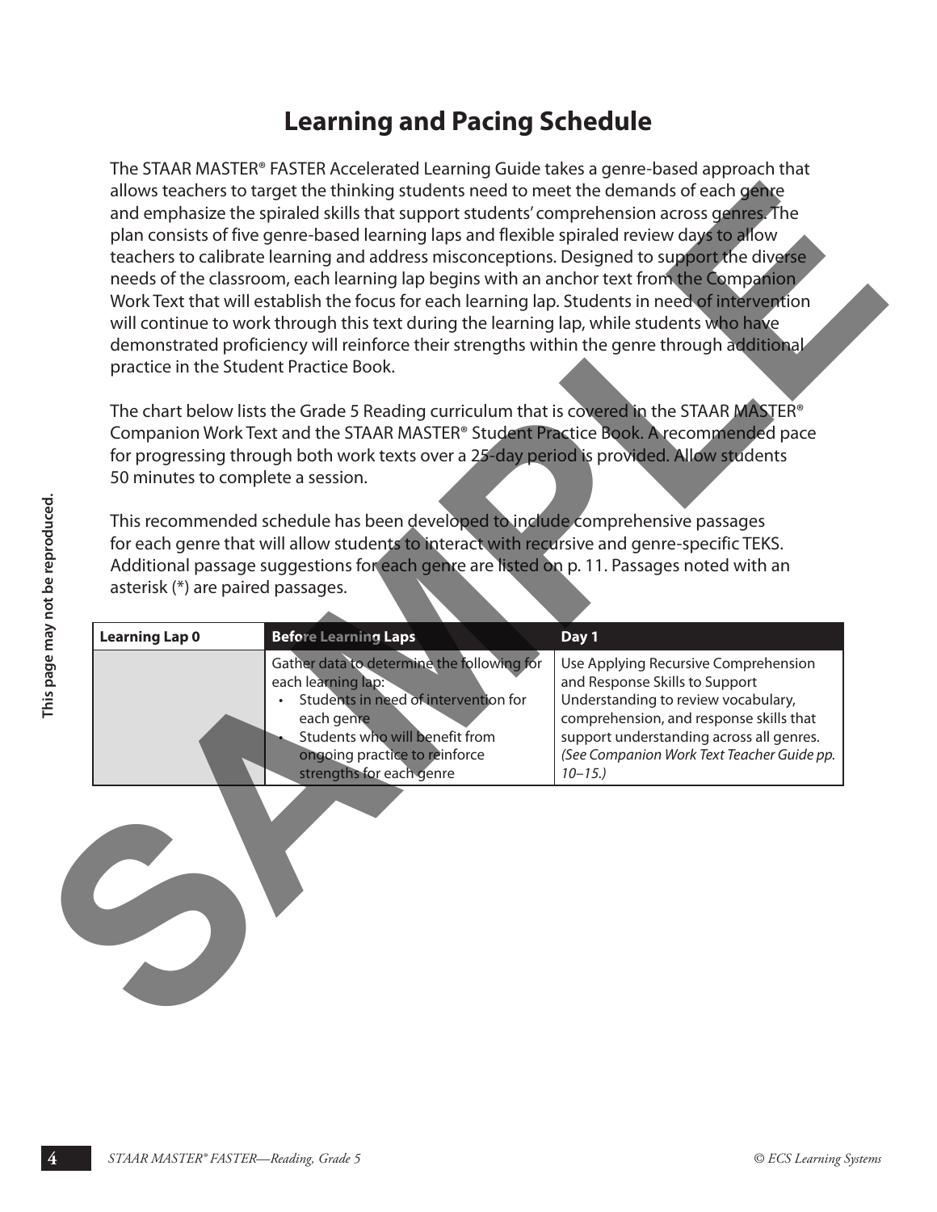# Learning and Pacing Schedule

The STAAR MASTER® FASTER Accelerated Learning Guide takes a genre-based approach that allows teachers to target the thinking students need to meet the demands of each genre and emphasize the spiraled skills that support students' comprehension across genres. The plan consists of five genre-based learning laps and flexible spiraled review days to allow teachers to calibrate learning and address misconceptions. Designed to support the diverse needs of the classroom, each learning lap begins with an anchor text from the Companion Work Text that will establish the focus for each learning lap. Students in need of intervention will continue to work through this text during the learning lap, while students who have demonstrated proficiency will reinforce their strengths within the genre through additional practice in the Student Practice Book.

The chart below lists the Grade 5 Reading curriculum that is covered in the STAAR MASTER® Companion Work Text and the STAAR MASTER® Student Practice Book. A recommended pace for progressing through both work texts over a 25-day period is provided. Allow students 50 minutes to complete a session.

This recommended schedule has been developed to include comprehensive passages for each genre that will allow students to interact with recursive and genre-specific TEKS. Additional passage suggestions for each genre are listed on p. 11. Passages noted with an asterisk (*) are paired passages.

| Learning Lap 0 | Before Learning Laps | Day 1 |
|---|---|---|
| | Gather data to determine the following for each learning lap:<br>• Students in need of intervention for each genre<br>• Students who will benefit from ongoing practice to reinforce strengths for each genre | Use Applying Recursive Comprehension and Response Skills to Support Understanding to review vocabulary, comprehension, and response skills that support understanding across all genres. *(See Companion Work Text Teacher Guide pp. 10–15.)* |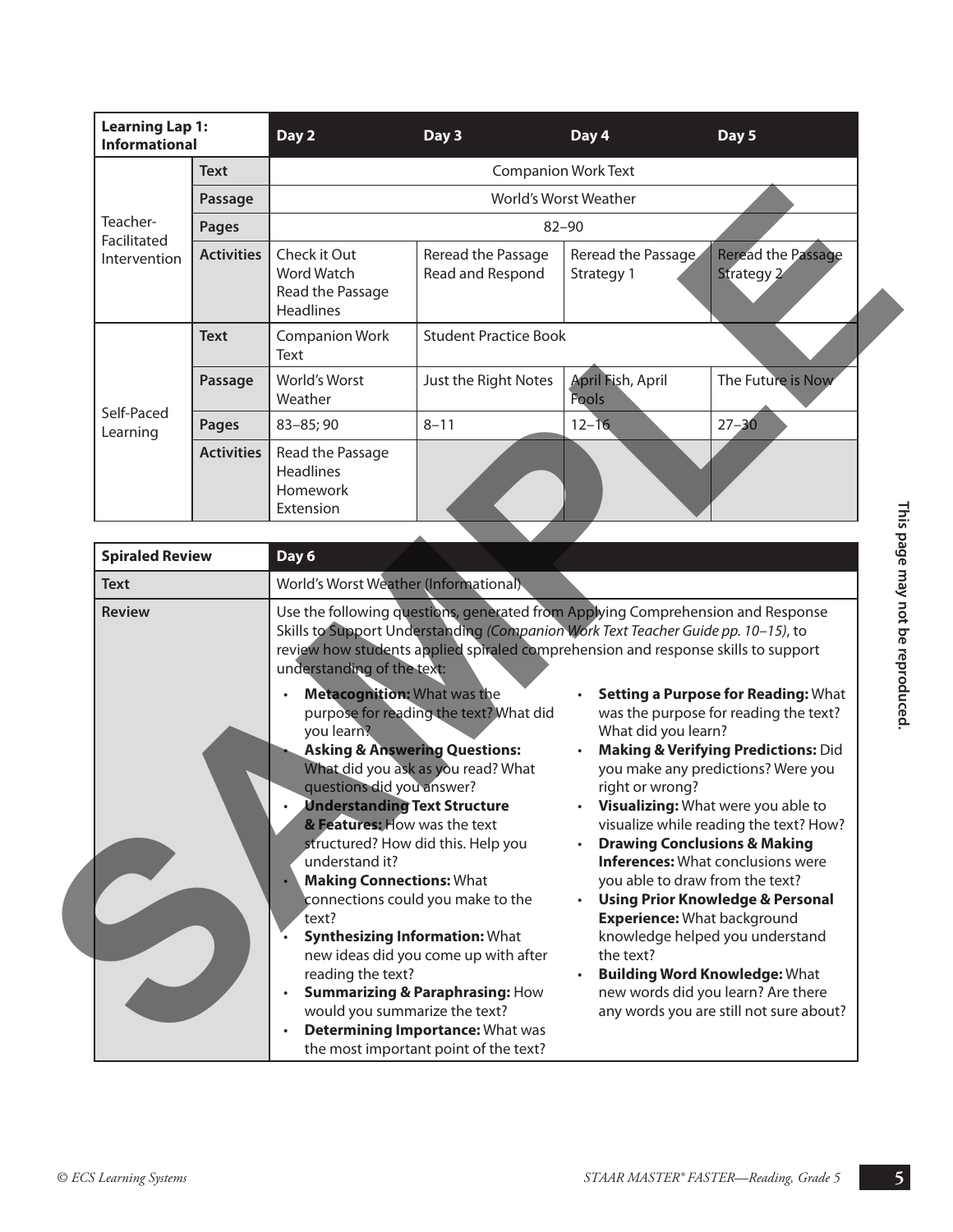| Learning Lap 1: Informational | | Day 2 | Day 3 | Day 4 | Day 5 |
|---|---|---|---|---|---|
| Teacher-Facilitated Intervention | Text | Companion Work Text | | | |
| | Passage | World's Worst Weather | | | |
| | Pages | 82–90 | | | |
| | Activities | Check it Out<br>Word Watch<br>Read the Passage<br>Headlines | Reread the Passage<br>Read and Respond | Reread the Passage<br>Strategy 1 | Reread the Passage<br>Strategy 2 |
| Self-Paced Learning | Text | Companion Work Text | Student Practice Book | | |
| | Passage | World's Worst Weather | Just the Right Notes | April Fish, April Fools | The Future is Now |
| | Pages | 83–85; 90 | 8–11 | 12–16 | 27–30 |
| | Activities | Read the Passage<br>Headlines<br>Homework<br>Extension | | | |

| Spiraled Review | Day 6 |
|---|---|
| Text | World's Worst Weather (Informational) |
| Review | Use the following questions, generated from Applying Comprehension and Response Skills to Support Understanding *(Companion Work Text Teacher Guide pp. 10–15)*, to review how students applied spiraled comprehension and response skills to support understanding of the text:<br>• **Metacognition:** What was the purpose for reading the text? What did you learn?<br>• **Asking & Answering Questions:** What did you ask as you read? What questions did you answer?<br>• **Understanding Text Structure & Features:** How was the text structured? How did this. Help you understand it?<br>• **Making Connections:** What connections could you make to the text?<br>• **Synthesizing Information:** What new ideas did you come up with after reading the text?<br>• **Summarizing & Paraphrasing:** How would you summarize the text?<br>• **Determining Importance:** What was the most important point of the text?<br>• **Setting a Purpose for Reading:** What was the purpose for reading the text? What did you learn?<br>• **Making & Verifying Predictions:** Did you make any predictions? Were you right or wrong?<br>• **Visualizing:** What were you able to visualize while reading the text? How?<br>• **Drawing Conclusions & Making Inferences:** What conclusions were you able to draw from the text?<br>• **Using Prior Knowledge & Personal Experience:** What background knowledge helped you understand the text?<br>• **Building Word Knowledge:** What new words did you learn? Are there any words you are still not sure about? |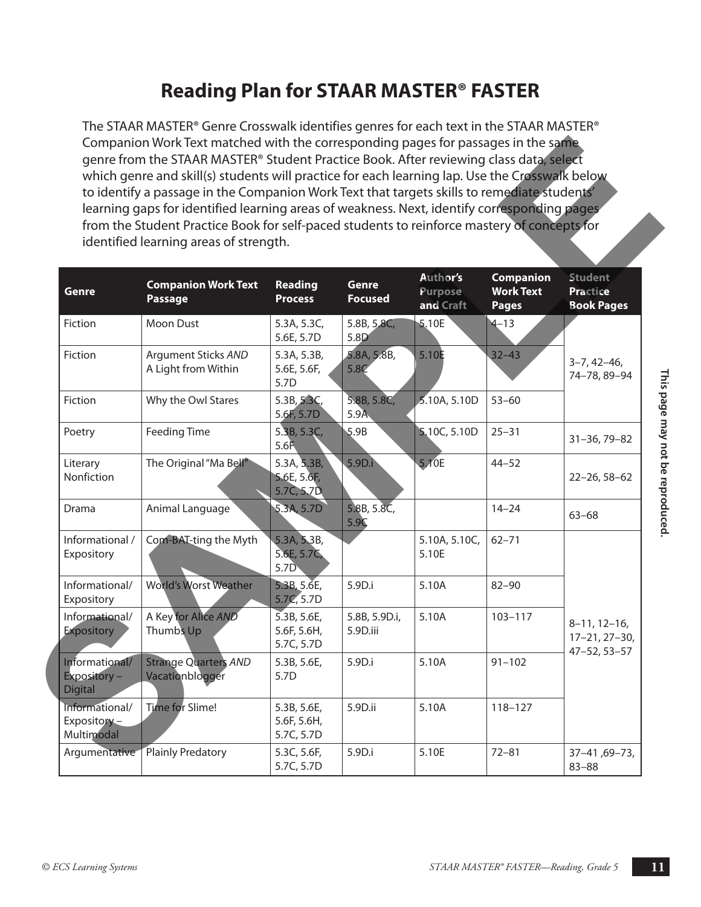# Reading Plan for STAAR MASTER® FASTER

The STAAR MASTER® Genre Crosswalk identifies genres for each text in the STAAR MASTER® Companion Work Text matched with the corresponding pages for passages in the same genre from the STAAR MASTER® Student Practice Book. After reviewing class data, select which genre and skill(s) students will practice for each learning lap. Use the Crosswalk below to identify a passage in the Companion Work Text that targets skills to remediate students' learning gaps for identified learning areas of weakness. Next, identify corresponding pages from the Student Practice Book for self-paced students to reinforce mastery of concepts for identified learning areas of strength.

| Genre | Companion Work Text Passage | Reading Process | Genre Focused | Author's Purpose and Craft | Companion Work Text Pages | Student Practice Book Pages |
|---|---|---|---|---|---|---|
| Fiction | Moon Dust | 5.3A, 5.3C, 5.6E, 5.7D | 5.8B, 5.8C, 5.8D | 5.10E | 4–13 | 3–7, 42–46, 74–78, 89–94 |
| Fiction | Argument Sticks *AND* A Light from Within | 5.3A, 5.3B, 5.6E, 5.6F, 5.7D | 5.8A, 5.8B, 5.8C | 5.10E | 32–43 | |
| Fiction | Why the Owl Stares | 5.3B, 5.3C, 5.6F, 5.7D | 5.8B, 5.8C, 5.9A | 5.10A, 5.10D | 53–60 | |
| Poetry | Feeding Time | 5.3B, 5.3C, 5.6F | 5.9B | 5.10C, 5.10D | 25–31 | 31–36, 79–82 |
| Literary Nonfiction | The Original "Ma Bell" | 5.3A, 5.3B, 5.6E, 5.6F, 5.7C, 5.7D | 5.9D.i | 5.10E | 44–52 | 22–26, 58–62 |
| Drama | Animal Language | 5.3A, 5.7D | 5.8B, 5.8C, 5.9C | | 14–24 | 63–68 |
| Informational / Expository | Com-BAT-ting the Myth | 5.3A, 5.3B, 5.6E, 5.7C, 5.7D | | 5.10A, 5.10C, 5.10E | 62–71 | 8–11, 12–16, 17–21, 27–30, 47–52, 53–57 |
| Informational/ Expository | World's Worst Weather | 5.3B, 5.6E, 5.7C, 5.7D | 5.9D.i | 5.10A | 82–90 | |
| Informational/ Expository | A Key for Alice *AND* Thumbs Up | 5.3B, 5.6E, 5.6F, 5.6H, 5.7C, 5.7D | 5.8B, 5.9D.i, 5.9D.iii | 5.10A | 103–117 | |
| Informational/ Expository – Digital | Strange Quarters *AND* Vacationblogger | 5.3B, 5.6E, 5.7D | 5.9D.i | 5.10A | 91–102 | |
| Informational/ Expository – Multimodal | Time for Slime! | 5.3B, 5.6E, 5.6F, 5.6H, 5.7C, 5.7D | 5.9D.ii | 5.10A | 118–127 | |
| Argumentative | Plainly Predatory | 5.3C, 5.6F, 5.7C, 5.7D | 5.9D.i | 5.10E | 72–81 | 37–41 ,69–73, 83–88 |

This page may not be reproduced.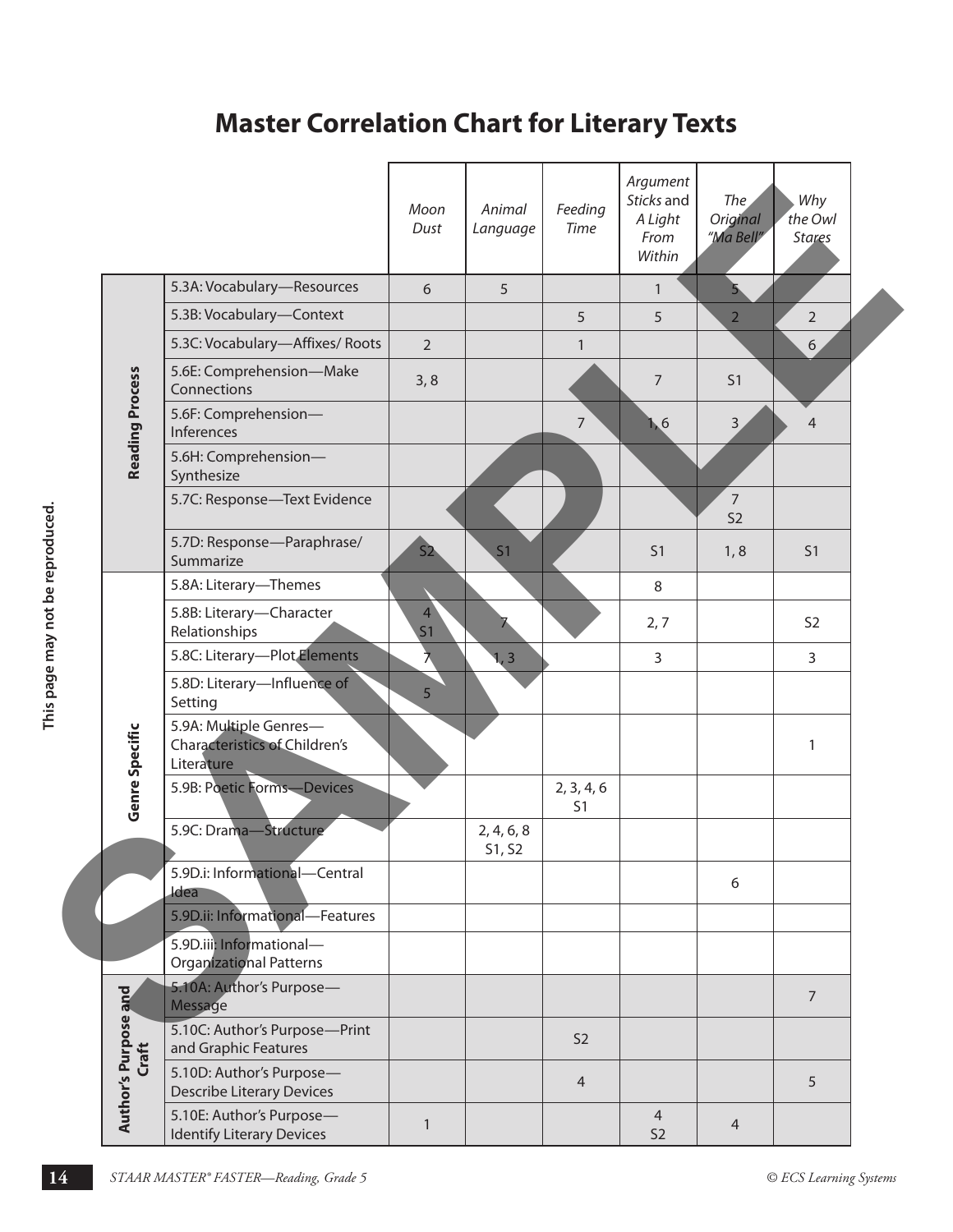# Master Correlation Chart for Literary Texts

| | | *Moon Dust* | *Animal Language* | *Feeding Time* | *Argument Sticks* and *A Light From Within* | *The Original "Ma Bell"* | *Why the Owl Stares* |
|---|---|---|---|---|---|---|---|
| **Reading Process** | 5.3A: Vocabulary—Resources | 6 | 5 | | 1 | 5 | |
| | 5.3B: Vocabulary—Context | | | 5 | 5 | 2 | 2 |
| | 5.3C: Vocabulary—Affixes/ Roots | 2 | | 1 | | | 6 |
| | 5.6E: Comprehension—Make Connections | 3, 8 | | | 7 | S1 | |
| | 5.6F: Comprehension—Inferences | | | 7 | 1, 6 | 3 | 4 |
| | 5.6H: Comprehension—Synthesize | | | | | | |
| | 5.7C: Response—Text Evidence | | | | | 7 S2 | |
| | 5.7D: Response—Paraphrase/ Summarize | S2 | S1 | | S1 | 1, 8 | S1 |
| **Genre Specific** | 5.8A: Literary—Themes | | | | 8 | | |
| | 5.8B: Literary—Character Relationships | 4 S1 | 7 | | 2, 7 | | S2 |
| | 5.8C: Literary—Plot Elements | 7 | 1, 3 | | 3 | | 3 |
| | 5.8D: Literary—Influence of Setting | 5 | | | | | |
| | 5.9A: Multiple Genres—Characteristics of Children's Literature | | | | | | 1 |
| | 5.9B: Poetic Forms—Devices | | | 2, 3, 4, 6 S1 | | | |
| | 5.9C: Drama—Structure | | 2, 4, 6, 8 S1, S2 | | | | |
| | 5.9D.i: Informational—Central Idea | | | | | 6 | |
| | 5.9D.ii: Informational—Features | | | | | | |
| | 5.9D.iii: Informational—Organizational Patterns | | | | | | |
| **Author's Purpose and Craft** | 5.10A: Author's Purpose—Message | | | | | | 7 |
| | 5.10C: Author's Purpose—Print and Graphic Features | | | S2 | | | |
| | 5.10D: Author's Purpose—Describe Literary Devices | | | 4 | | | 5 |
| | 5.10E: Author's Purpose—Identify Literary Devices | 1 | | | 4 S2 | 4 | |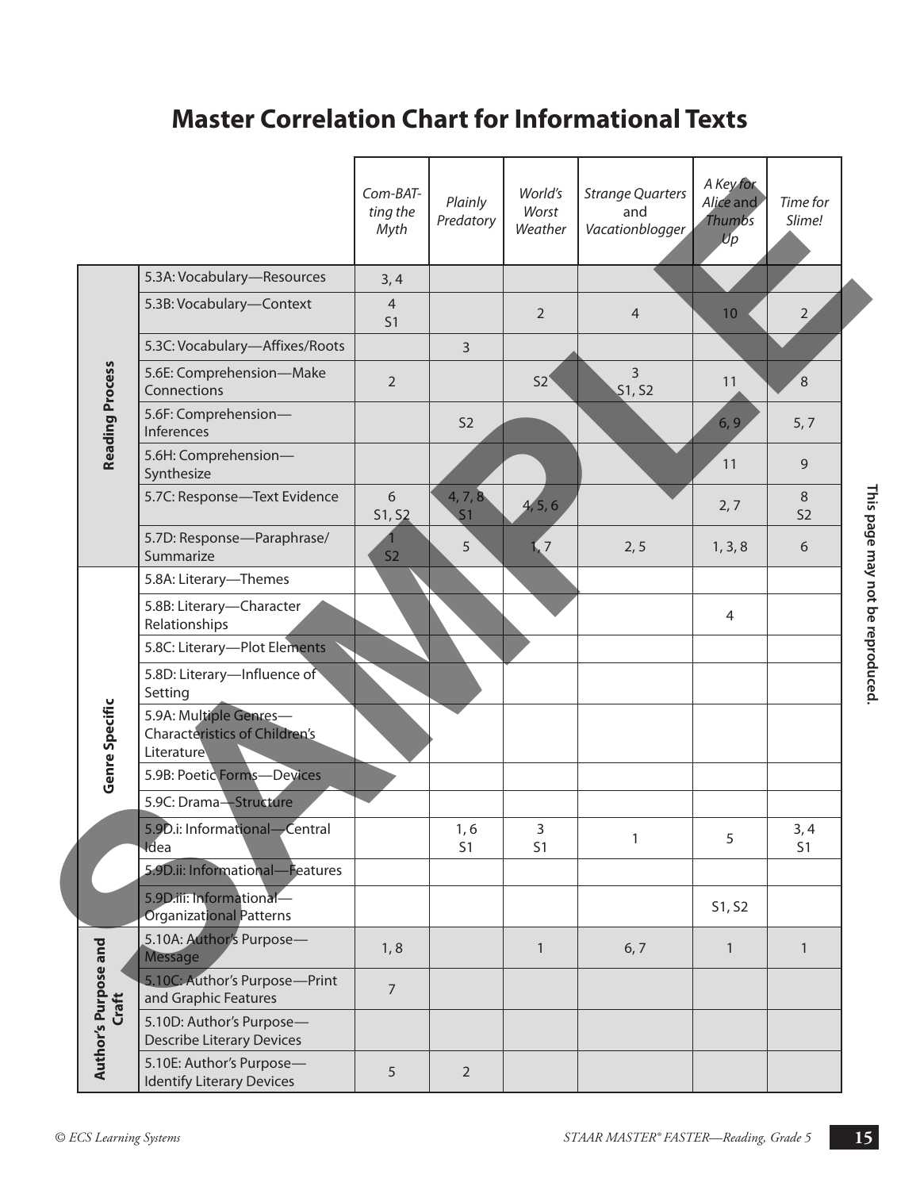# Master Correlation Chart for Informational Texts

| | | *Com-BAT-ting the Myth* | *Plainly Predatory* | *World's Worst Weather* | *Strange Quarters and Vacationblogger* | *A Key for Alice and Thumbs Up* | *Time for Slime!* |
|---|---|---|---|---|---|---|---|
| **Reading Process** | 5.3A: Vocabulary—Resources | 3, 4 | | | | | |
| | 5.3B: Vocabulary—Context | 4<br>S1 | | 2 | 4 | 10 | 2 |
| | 5.3C: Vocabulary—Affixes/Roots | | 3 | | | | |
| | 5.6E: Comprehension—Make Connections | 2 | | S2 | 3<br>S1, S2 | 11 | 8 |
| | 5.6F: Comprehension—Inferences | | S2 | | | 6, 9 | 5, 7 |
| | 5.6H: Comprehension—Synthesize | | | | | 11 | 9 |
| | 5.7C: Response—Text Evidence | 6<br>S1, S2 | 4, 7, 8<br>S1 | 4, 5, 6 | | 2, 7 | 8<br>S2 |
| | 5.7D: Response—Paraphrase/Summarize | 1<br>S2 | 5 | 1, 7 | 2, 5 | 1, 3, 8 | 6 |
| **Genre Specific** | 5.8A: Literary—Themes | | | | | | |
| | 5.8B: Literary—Character Relationships | | | | | 4 | |
| | 5.8C: Literary—Plot Elements | | | | | | |
| | 5.8D: Literary—Influence of Setting | | | | | | |
| | 5.9A: Multiple Genres—Characteristics of Children's Literature | | | | | | |
| | 5.9B: Poetic Forms—Devices | | | | | | |
| | 5.9C: Drama—Structure | | | | | | |
| | 5.9D.i: Informational—Central Idea | | 1, 6<br>S1 | 3<br>S1 | 1 | 5 | 3, 4<br>S1 |
| | 5.9D.ii: Informational—Features | | | | | | |
| | 5.9D.iii: Informational—Organizational Patterns | | | | | S1, S2 | |
| **Author's Purpose and Craft** | 5.10A: Author's Purpose—Message | 1, 8 | | 1 | 6, 7 | 1 | 1 |
| | 5.10C: Author's Purpose—Print and Graphic Features | 7 | | | | | |
| | 5.10D: Author's Purpose—Describe Literary Devices | | | | | | |
| | 5.10E: Author's Purpose—Identify Literary Devices | 5 | 2 | | | | |

This page may not be reproduced.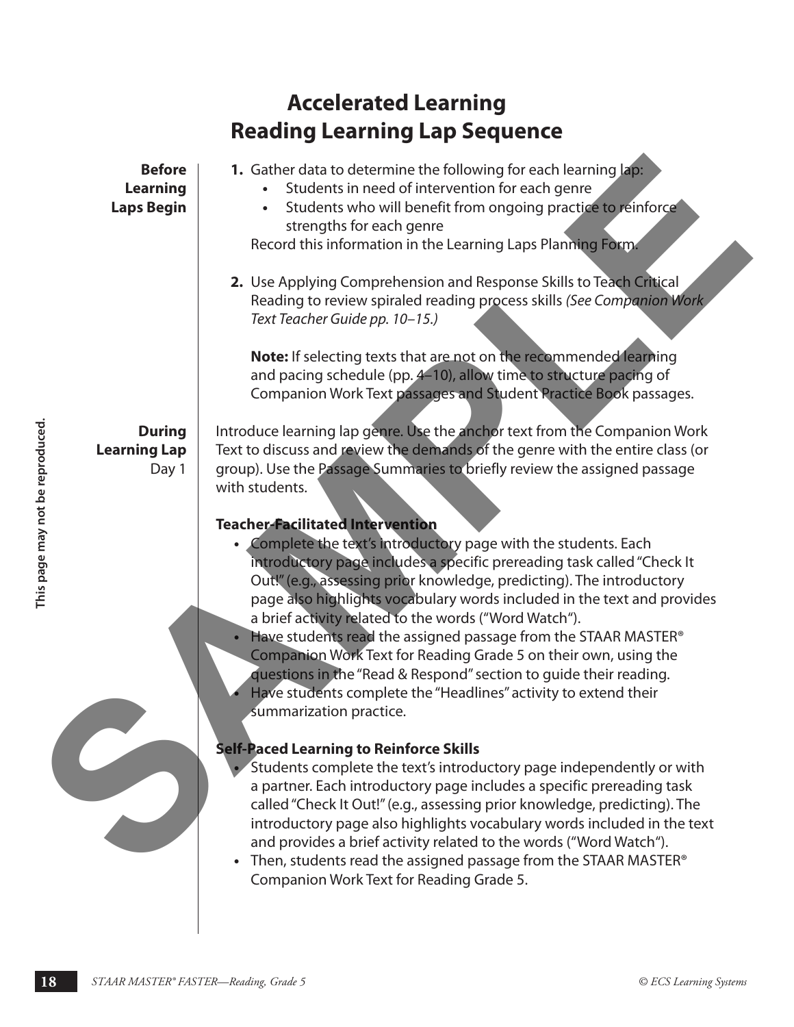# Accelerated Learning
# Reading Learning Lap Sequence

**Before Learning Laps Begin**

1. Gather data to determine the following for each learning lap:
   - Students in need of intervention for each genre
   - Students who will benefit from ongoing practice to reinforce strengths for each genre

   Record this information in the Learning Laps Planning Form.

2. Use Applying Comprehension and Response Skills to Teach Critical Reading to review spiraled reading process skills *(See Companion Work Text Teacher Guide pp. 10–15.)*

   **Note:** If selecting texts that are not on the recommended learning and pacing schedule (pp. 4–10), allow time to structure pacing of Companion Work Text passages and Student Practice Book passages.

**During Learning Lap**
Day 1

Introduce learning lap genre. Use the anchor text from the Companion Work Text to discuss and review the demands of the genre with the entire class (or group). Use the Passage Summaries to briefly review the assigned passage with students.

**Teacher-Facilitated Intervention**

- Complete the text's introductory page with the students. Each introductory page includes a specific prereading task called "Check It Out!" (e.g., assessing prior knowledge, predicting). The introductory page also highlights vocabulary words included in the text and provides a brief activity related to the words ("Word Watch").
- Have students read the assigned passage from the STAAR MASTER® Companion Work Text for Reading Grade 5 on their own, using the questions in the "Read & Respond" section to guide their reading.
- Have students complete the "Headlines" activity to extend their summarization practice.

**Self-Paced Learning to Reinforce Skills**

- Students complete the text's introductory page independently or with a partner. Each introductory page includes a specific prereading task called "Check It Out!" (e.g., assessing prior knowledge, predicting). The introductory page also highlights vocabulary words included in the text and provides a brief activity related to the words ("Word Watch").
- Then, students read the assigned passage from the STAAR MASTER® Companion Work Text for Reading Grade 5.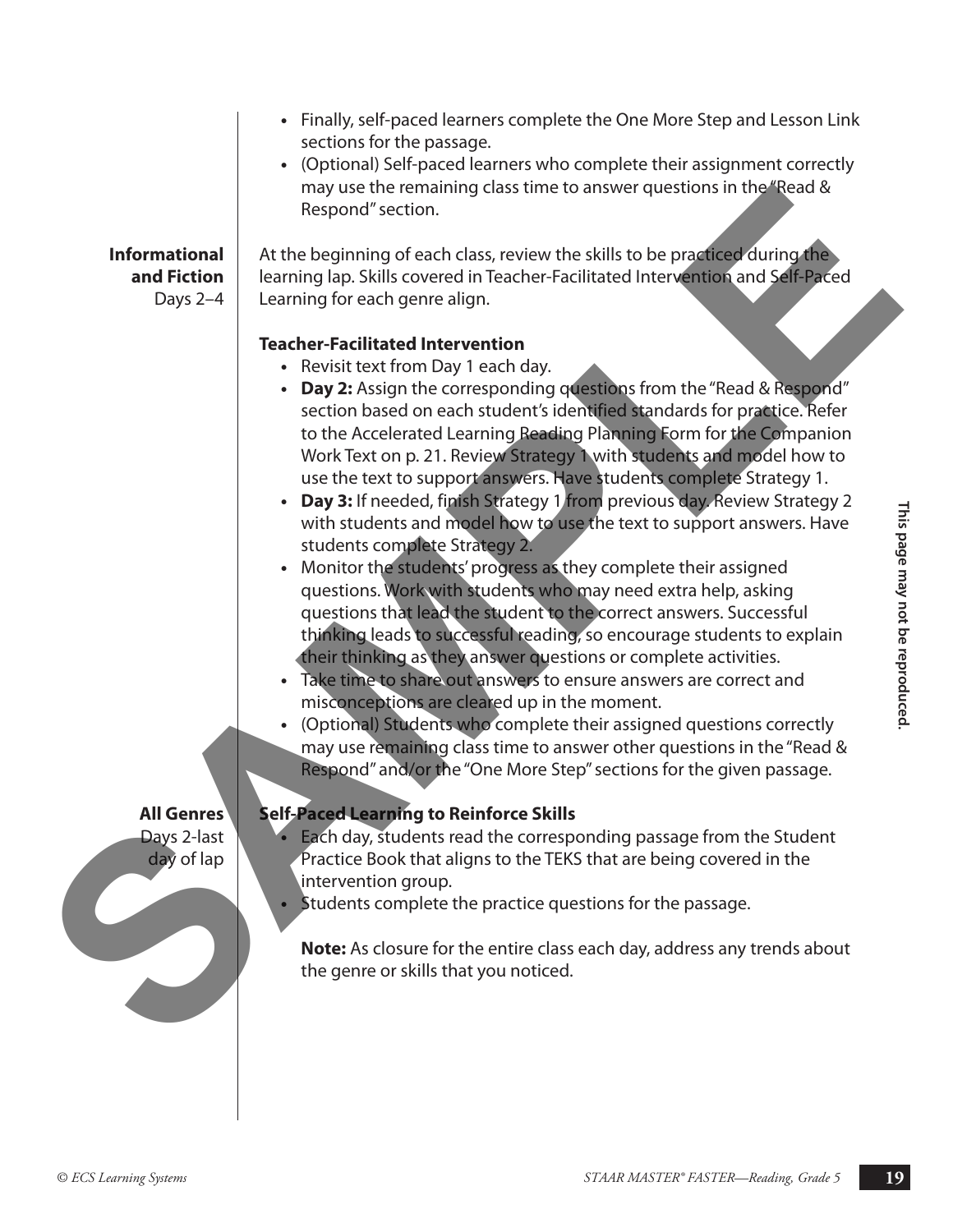- Finally, self-paced learners complete the One More Step and Lesson Link sections for the passage.
- (Optional) Self-paced learners who complete their assignment correctly may use the remaining class time to answer questions in the "Read & Respond" section.

**Informational and Fiction**
Days 2–4

At the beginning of each class, review the skills to be practiced during the learning lap. Skills covered in Teacher-Facilitated Intervention and Self-Paced Learning for each genre align.

**Teacher-Facilitated Intervention**

- Revisit text from Day 1 each day.
- **Day 2:** Assign the corresponding questions from the "Read & Respond" section based on each student's identified standards for practice. Refer to the Accelerated Learning Reading Planning Form for the Companion Work Text on p. 21. Review Strategy 1 with students and model how to use the text to support answers. Have students complete Strategy 1.
- **Day 3:** If needed, finish Strategy 1 from previous day. Review Strategy 2 with students and model how to use the text to support answers. Have students complete Strategy 2.
- Monitor the students' progress as they complete their assigned questions. Work with students who may need extra help, asking questions that lead the student to the correct answers. Successful thinking leads to successful reading, so encourage students to explain their thinking as they answer questions or complete activities.
- Take time to share out answers to ensure answers are correct and misconceptions are cleared up in the moment.
- (Optional) Students who complete their assigned questions correctly may use remaining class time to answer other questions in the "Read & Respond" and/or the "One More Step" sections for the given passage.

**All Genres**
Days 2-last day of lap

**Self-Paced Learning to Reinforce Skills**

- Each day, students read the corresponding passage from the Student Practice Book that aligns to the TEKS that are being covered in the intervention group.
- Students complete the practice questions for the passage.

**Note:** As closure for the entire class each day, address any trends about the genre or skills that you noticed.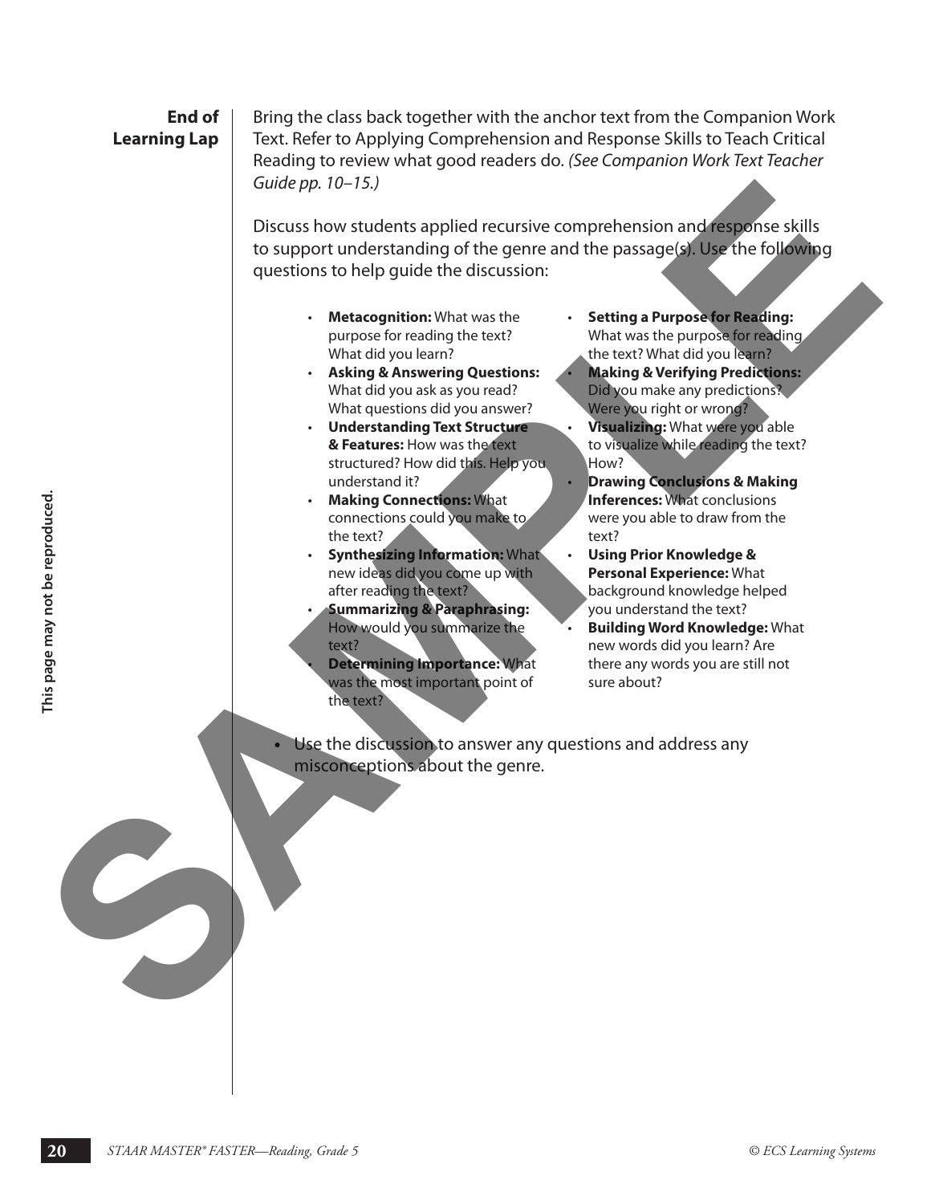**End of Learning Lap**

Bring the class back together with the anchor text from the Companion Work Text. Refer to Applying Comprehension and Response Skills to Teach Critical Reading to review what good readers do. *(See Companion Work Text Teacher Guide pp. 10–15.)*

Discuss how students applied recursive comprehension and response skills to support understanding of the genre and the passage(s). Use the following questions to help guide the discussion:

- **Metacognition:** What was the purpose for reading the text? What did you learn?
- **Asking & Answering Questions:** What did you ask as you read? What questions did you answer?
- **Understanding Text Structure & Features:** How was the text structured? How did this. Help you understand it?
- **Making Connections:** What connections could you make to the text?
- **Synthesizing Information:** What new ideas did you come up with after reading the text?
- **Summarizing & Paraphrasing:** How would you summarize the text?
- **Determining Importance:** What was the most important point of the text?
- **Setting a Purpose for Reading:** What was the purpose for reading the text? What did you learn?
- **Making & Verifying Predictions:** Did you make any predictions? Were you right or wrong?
- **Visualizing:** What were you able to visualize while reading the text? How?
- **Drawing Conclusions & Making Inferences:** What conclusions were you able to draw from the text?
- **Using Prior Knowledge & Personal Experience:** What background knowledge helped you understand the text?
- **Building Word Knowledge:** What new words did you learn? Are there any words you are still not sure about?

- Use the discussion to answer any questions and address any misconceptions about the genre.

This page may not be reproduced.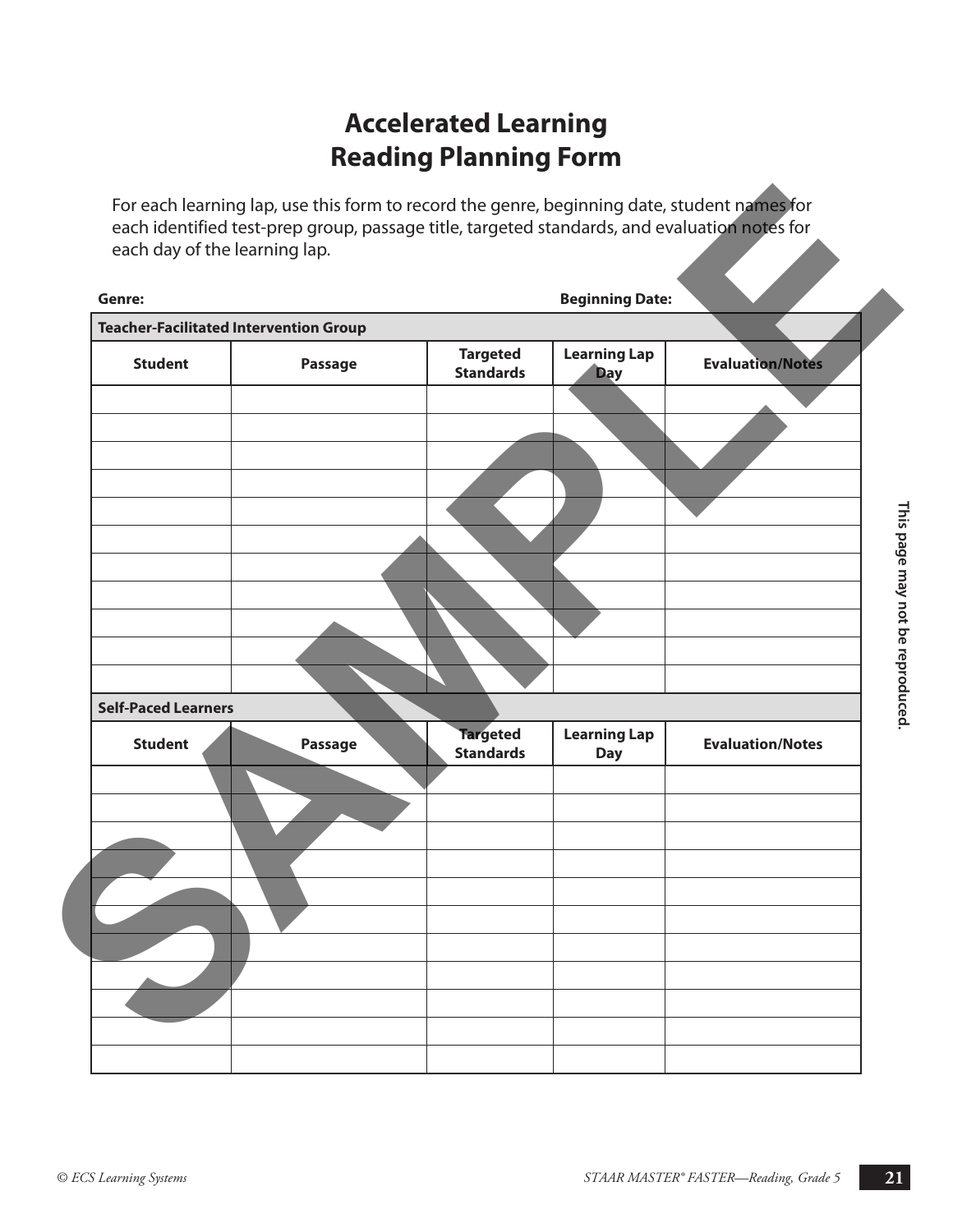# Accelerated Learning
# Reading Planning Form

For each learning lap, use this form to record the genre, beginning date, student names for each identified test-prep group, passage title, targeted standards, and evaluation notes for each day of the learning lap.

**Genre:** **Beginning Date:**

| **Teacher-Facilitated Intervention Group** | | | | |
|---|---|---|---|---|
| **Student** | **Passage** | **Targeted Standards** | **Learning Lap Day** | **Evaluation/Notes** |
| | | | | |
| | | | | |
| | | | | |
| | | | | |
| | | | | |
| | | | | |
| | | | | |
| | | | | |
| | | | | |
| | | | | |
| | | | | |

| **Self-Paced Learners** | | | | |
|---|---|---|---|---|
| **Student** | **Passage** | **Targeted Standards** | **Learning Lap Day** | **Evaluation/Notes** |
| | | | | |
| | | | | |
| | | | | |
| | | | | |
| | | | | |
| | | | | |
| | | | | |
| | | | | |
| | | | | |
| | | | | |
| | | | | |

This page may not be reproduced.

SAMPLE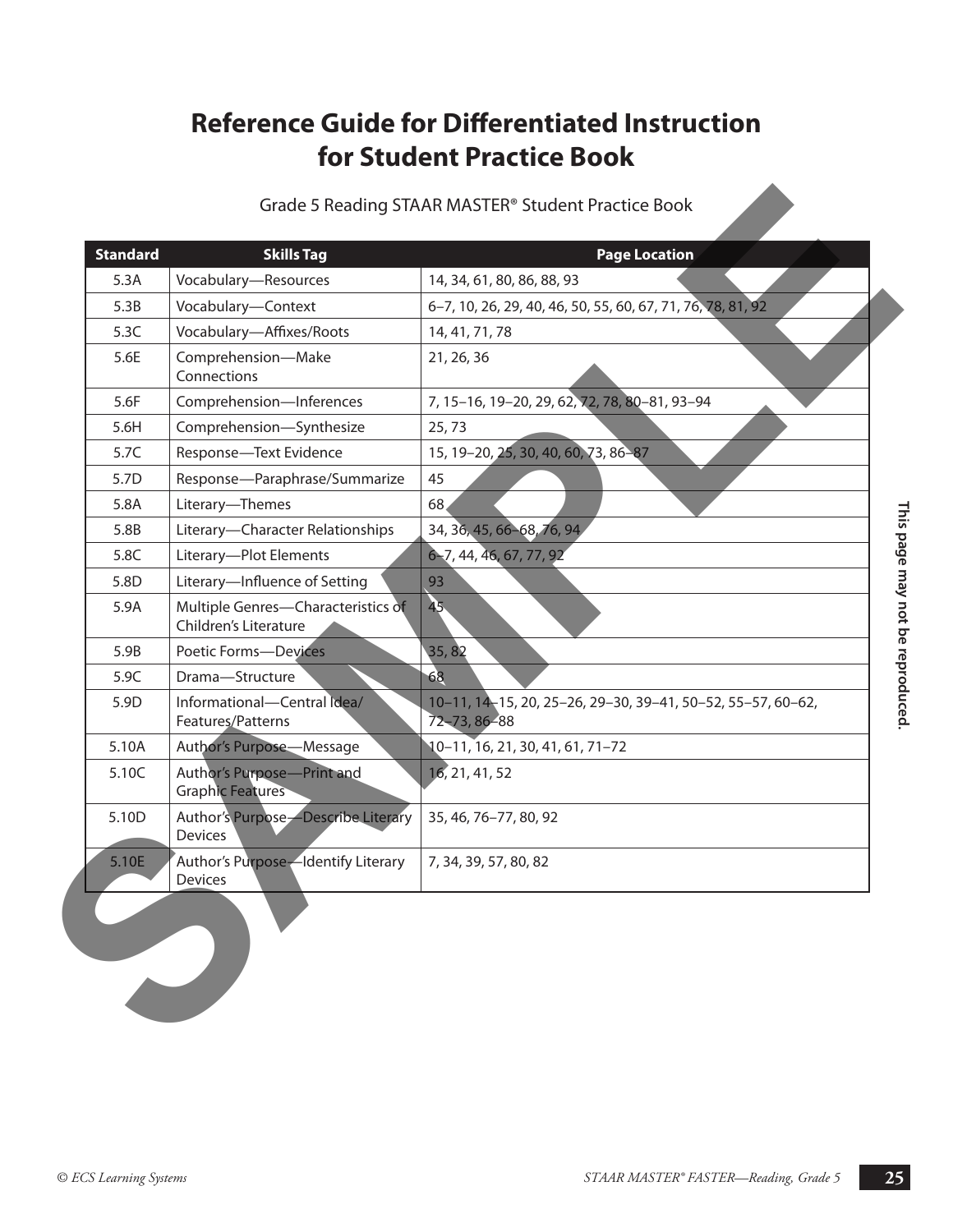# Reference Guide for Differentiated Instruction for Student Practice Book

Grade 5 Reading STAAR MASTER® Student Practice Book

| Standard | Skills Tag | Page Location |
|---|---|---|
| 5.3A | Vocabulary—Resources | 14, 34, 61, 80, 86, 88, 93 |
| 5.3B | Vocabulary—Context | 6–7, 10, 26, 29, 40, 46, 50, 55, 60, 67, 71, 76, 78, 81, 92 |
| 5.3C | Vocabulary—Affixes/Roots | 14, 41, 71, 78 |
| 5.6E | Comprehension—Make Connections | 21, 26, 36 |
| 5.6F | Comprehension—Inferences | 7, 15–16, 19–20, 29, 62, 72, 78, 80–81, 93–94 |
| 5.6H | Comprehension—Synthesize | 25, 73 |
| 5.7C | Response—Text Evidence | 15, 19–20, 25, 30, 40, 60, 73, 86–87 |
| 5.7D | Response—Paraphrase/Summarize | 45 |
| 5.8A | Literary—Themes | 68 |
| 5.8B | Literary—Character Relationships | 34, 36, 45, 66–68, 76, 94 |
| 5.8C | Literary—Plot Elements | 6–7, 44, 46, 67, 77, 92 |
| 5.8D | Literary—Influence of Setting | 93 |
| 5.9A | Multiple Genres—Characteristics of Children's Literature | 45 |
| 5.9B | Poetic Forms—Devices | 35, 82 |
| 5.9C | Drama—Structure | 68 |
| 5.9D | Informational—Central Idea/ Features/Patterns | 10–11, 14–15, 20, 25–26, 29–30, 39–41, 50–52, 55–57, 60–62, 72–73, 86–88 |
| 5.10A | Author's Purpose—Message | 10–11, 16, 21, 30, 41, 61, 71–72 |
| 5.10C | Author's Purpose—Print and Graphic Features | 16, 21, 41, 52 |
| 5.10D | Author's Purpose—Describe Literary Devices | 35, 46, 76–77, 80, 92 |
| 5.10E | Author's Purpose—Identify Literary Devices | 7, 34, 39, 57, 80, 82 |

**This page may not be reproduced.**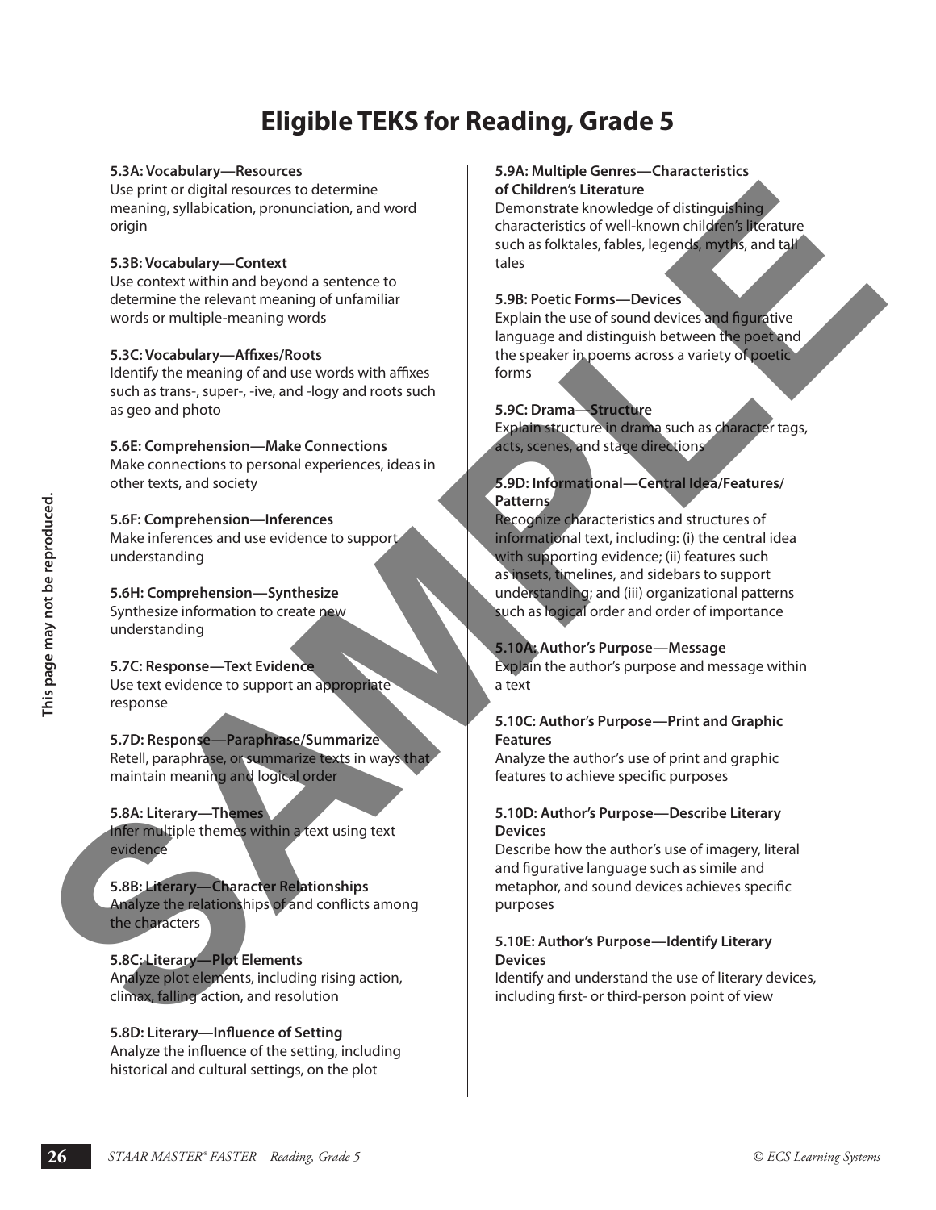# Eligible TEKS for Reading, Grade 5

**5.3A: Vocabulary—Resources**
Use print or digital resources to determine meaning, syllabication, pronunciation, and word origin

**5.3B: Vocabulary—Context**
Use context within and beyond a sentence to determine the relevant meaning of unfamiliar words or multiple-meaning words

**5.3C: Vocabulary—Affixes/Roots**
Identify the meaning of and use words with affixes such as trans-, super-, -ive, and -logy and roots such as geo and photo

**5.6E: Comprehension—Make Connections**
Make connections to personal experiences, ideas in other texts, and society

**5.6F: Comprehension—Inferences**
Make inferences and use evidence to support understanding

**5.6H: Comprehension—Synthesize**
Synthesize information to create new understanding

**5.7C: Response—Text Evidence**
Use text evidence to support an appropriate response

**5.7D: Response—Paraphrase/Summarize**
Retell, paraphrase, or summarize texts in ways that maintain meaning and logical order

**5.8A: Literary—Themes**
Infer multiple themes within a text using text evidence

**5.8B: Literary—Character Relationships**
Analyze the relationships of and conflicts among the characters

**5.8C: Literary—Plot Elements**
Analyze plot elements, including rising action, climax, falling action, and resolution

**5.8D: Literary—Influence of Setting**
Analyze the influence of the setting, including historical and cultural settings, on the plot

**5.9A: Multiple Genres—Characteristics of Children's Literature**
Demonstrate knowledge of distinguishing characteristics of well-known children's literature such as folktales, fables, legends, myths, and tall tales

**5.9B: Poetic Forms—Devices**
Explain the use of sound devices and figurative language and distinguish between the poet and the speaker in poems across a variety of poetic forms

**5.9C: Drama—Structure**
Explain structure in drama such as character tags, acts, scenes, and stage directions

**5.9D: Informational—Central Idea/Features/Patterns**
Recognize characteristics and structures of informational text, including: (i) the central idea with supporting evidence; (ii) features such as insets, timelines, and sidebars to support understanding; and (iii) organizational patterns such as logical order and order of importance

**5.10A: Author's Purpose—Message**
Explain the author's purpose and message within a text

**5.10C: Author's Purpose—Print and Graphic Features**
Analyze the author's use of print and graphic features to achieve specific purposes

**5.10D: Author's Purpose—Describe Literary Devices**
Describe how the author's use of imagery, literal and figurative language such as simile and metaphor, and sound devices achieves specific purposes

**5.10E: Author's Purpose—Identify Literary Devices**
Identify and understand the use of literary devices, including first- or third-person point of view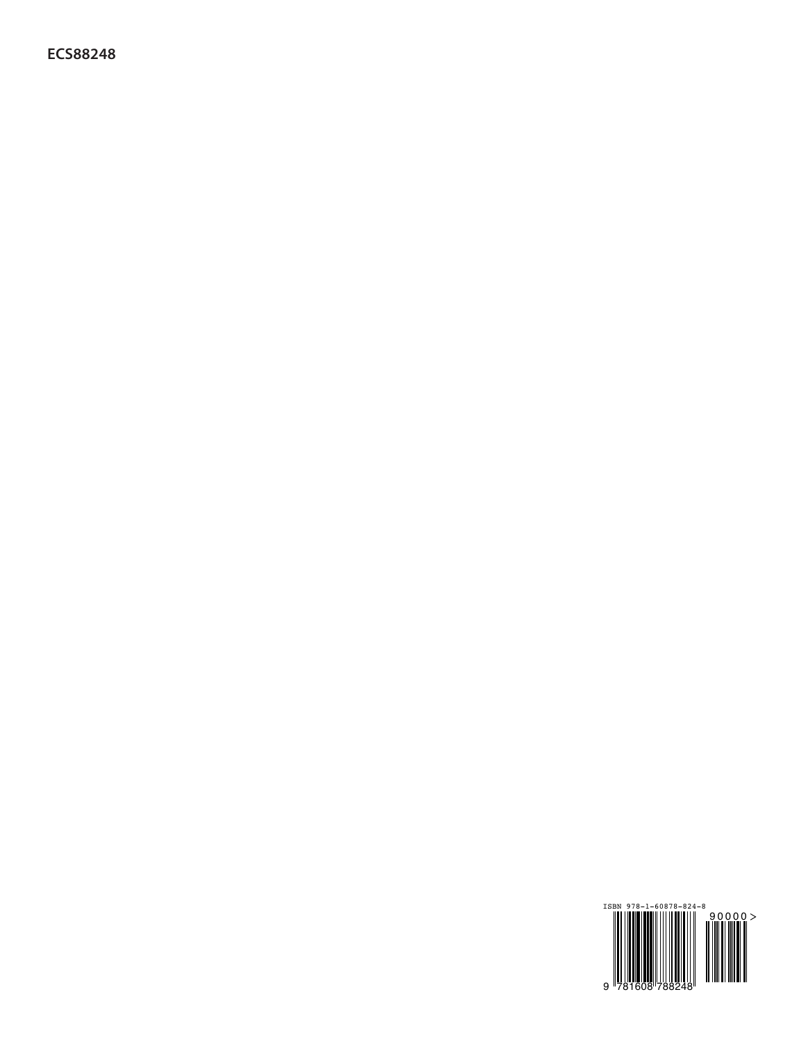**ECS88248**

ISBN 978-1-60878-824-8

90000>

9 781608 788248